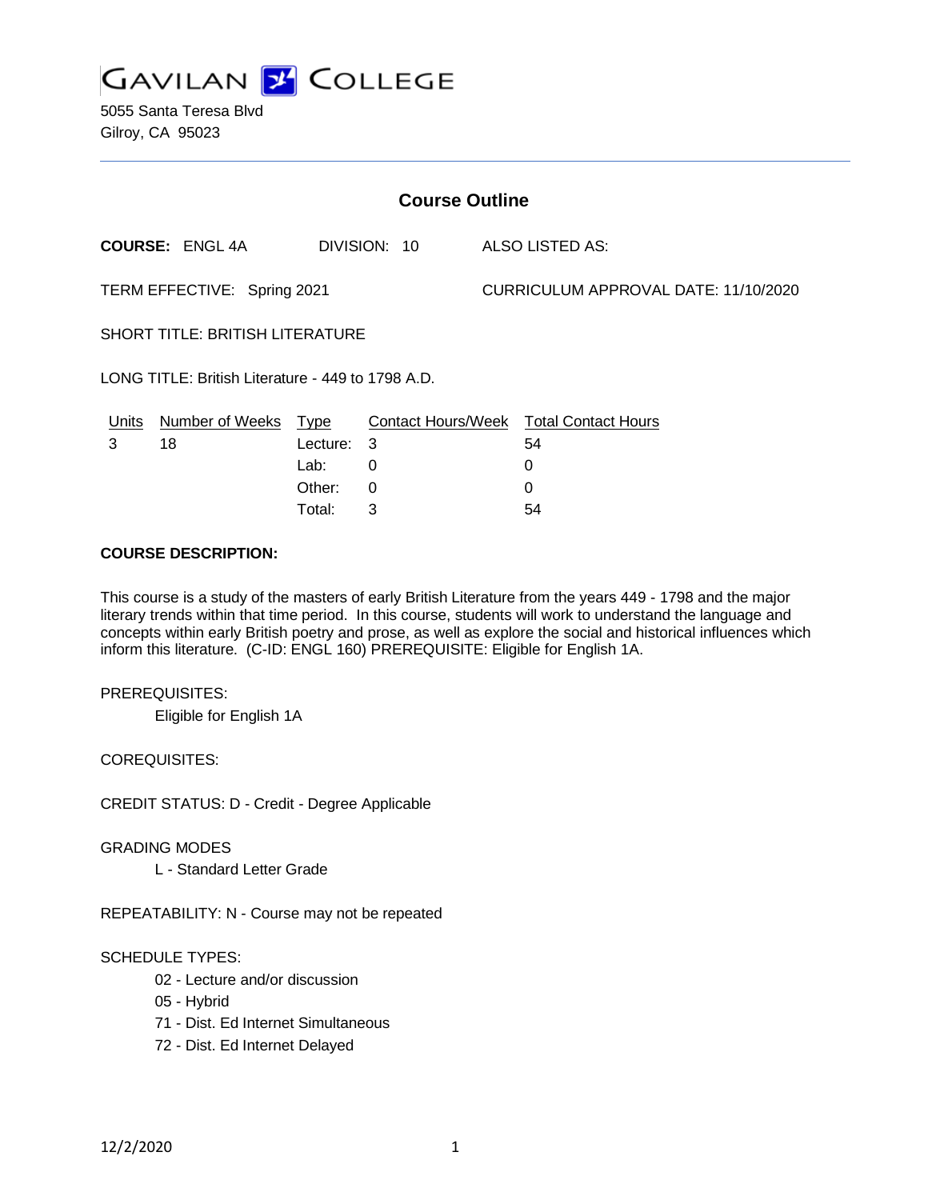# GAVILAN COLLEGE

5055 Santa Teresa Blvd
Gilroy, CA 95023

## Course Outline

**COURSE:** ENGL 4A DIVISION: 10 ALSO LISTED AS:

TERM EFFECTIVE: Spring 2021 CURRICULUM APPROVAL DATE: 11/10/2020

SHORT TITLE: BRITISH LITERATURE

LONG TITLE: British Literature - 449 to 1798 A.D.

| Units | Number of Weeks | Type | Contact Hours/Week | Total Contact Hours |
|---|---|---|---|---|
| 3 | 18 | Lecture: | 3 | 54 |
| | | Lab: | 0 | 0 |
| | | Other: | 0 | 0 |
| | | Total: | 3 | 54 |

**COURSE DESCRIPTION:**

This course is a study of the masters of early British Literature from the years 449 - 1798 and the major literary trends within that time period. In this course, students will work to understand the language and concepts within early British poetry and prose, as well as explore the social and historical influences which inform this literature. (C-ID: ENGL 160) PREREQUISITE: Eligible for English 1A.

PREREQUISITES:

Eligible for English 1A

COREQUISITES:

CREDIT STATUS: D - Credit - Degree Applicable

GRADING MODES

L - Standard Letter Grade

REPEATABILITY: N - Course may not be repeated

SCHEDULE TYPES:

02 - Lecture and/or discussion
05 - Hybrid
71 - Dist. Ed Internet Simultaneous
72 - Dist. Ed Internet Delayed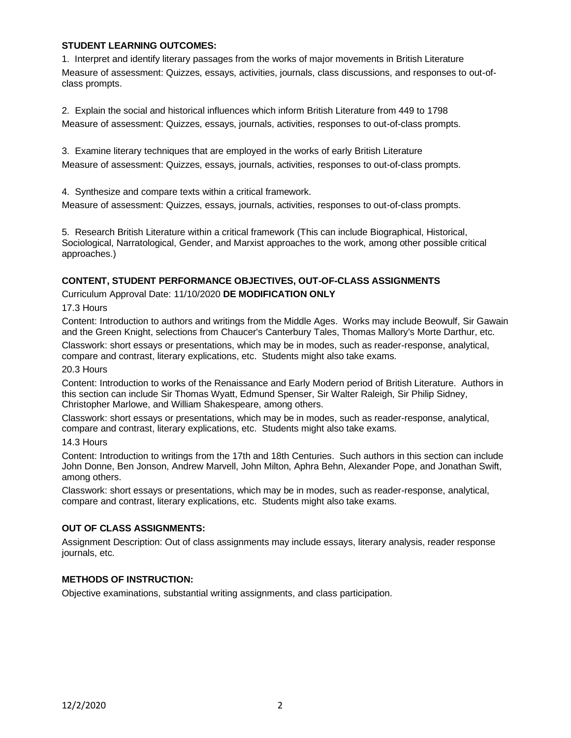## STUDENT LEARNING OUTCOMES:

1. Interpret and identify literary passages from the works of major movements in British Literature

Measure of assessment: Quizzes, essays, activities, journals, class discussions, and responses to out-of-class prompts.

2. Explain the social and historical influences which inform British Literature from 449 to 1798

Measure of assessment: Quizzes, essays, journals, activities, responses to out-of-class prompts.

3. Examine literary techniques that are employed in the works of early British Literature

Measure of assessment: Quizzes, essays, journals, activities, responses to out-of-class prompts.

4. Synthesize and compare texts within a critical framework.

Measure of assessment: Quizzes, essays, journals, activities, responses to out-of-class prompts.

5. Research British Literature within a critical framework (This can include Biographical, Historical, Sociological, Narratological, Gender, and Marxist approaches to the work, among other possible critical approaches.)

## CONTENT, STUDENT PERFORMANCE OBJECTIVES, OUT-OF-CLASS ASSIGNMENTS

Curriculum Approval Date: 11/10/2020 **DE MODIFICATION ONLY**

17.3 Hours

Content: Introduction to authors and writings from the Middle Ages. Works may include Beowulf, Sir Gawain and the Green Knight, selections from Chaucer's Canterbury Tales, Thomas Mallory's Morte Darthur, etc.

Classwork: short essays or presentations, which may be in modes, such as reader-response, analytical, compare and contrast, literary explications, etc. Students might also take exams.

20.3 Hours

Content: Introduction to works of the Renaissance and Early Modern period of British Literature. Authors in this section can include Sir Thomas Wyatt, Edmund Spenser, Sir Walter Raleigh, Sir Philip Sidney, Christopher Marlowe, and William Shakespeare, among others.

Classwork: short essays or presentations, which may be in modes, such as reader-response, analytical, compare and contrast, literary explications, etc. Students might also take exams.

14.3 Hours

Content: Introduction to writings from the 17th and 18th Centuries. Such authors in this section can include John Donne, Ben Jonson, Andrew Marvell, John Milton, Aphra Behn, Alexander Pope, and Jonathan Swift, among others.

Classwork: short essays or presentations, which may be in modes, such as reader-response, analytical, compare and contrast, literary explications, etc. Students might also take exams.

## OUT OF CLASS ASSIGNMENTS:

Assignment Description: Out of class assignments may include essays, literary analysis, reader response journals, etc.

## METHODS OF INSTRUCTION:

Objective examinations, substantial writing assignments, and class participation.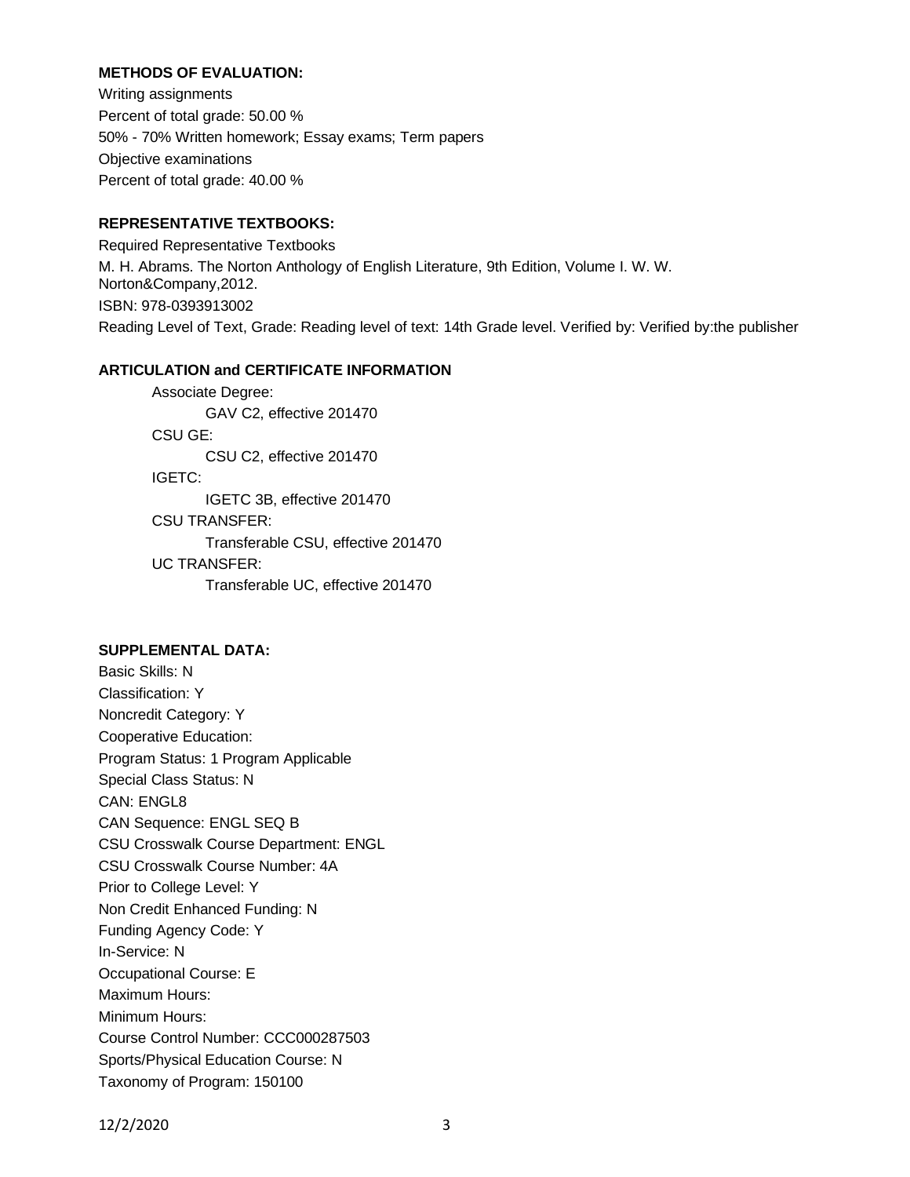**METHODS OF EVALUATION:**

Writing assignments

Percent of total grade: 50.00 %

50% - 70% Written homework; Essay exams; Term papers

Objective examinations

Percent of total grade: 40.00 %

**REPRESENTATIVE TEXTBOOKS:**

Required Representative Textbooks

M. H. Abrams. The Norton Anthology of English Literature, 9th Edition, Volume I. W. W. Norton&Company,2012.

ISBN: 978-0393913002

Reading Level of Text, Grade: Reading level of text: 14th Grade level. Verified by: Verified by:the publisher

**ARTICULATION and CERTIFICATE INFORMATION**

Associate Degree:
  GAV C2, effective 201470
CSU GE:
  CSU C2, effective 201470
IGETC:
  IGETC 3B, effective 201470
CSU TRANSFER:
  Transferable CSU, effective 201470
UC TRANSFER:
  Transferable UC, effective 201470

**SUPPLEMENTAL DATA:**

Basic Skills: N
Classification: Y
Noncredit Category: Y
Cooperative Education:
Program Status: 1 Program Applicable
Special Class Status: N
CAN: ENGL8
CAN Sequence: ENGL SEQ B
CSU Crosswalk Course Department: ENGL
CSU Crosswalk Course Number: 4A
Prior to College Level: Y
Non Credit Enhanced Funding: N
Funding Agency Code: Y
In-Service: N
Occupational Course: E
Maximum Hours:
Minimum Hours:
Course Control Number: CCC000287503
Sports/Physical Education Course: N
Taxonomy of Program: 150100